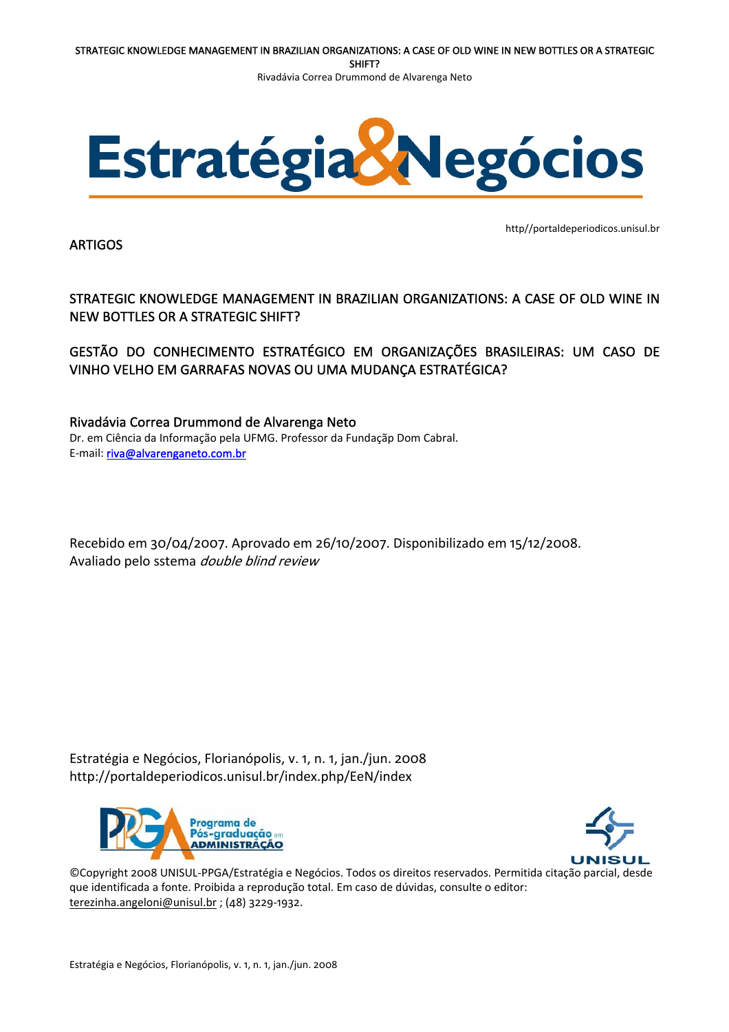ARTIGOS

http//portaldeperiodicos.unisul.br

# STRATEGIC KNOWLEDGE MANAGEMENT IN BRAZILIAN ORGANIZATIONS: A CASE OF OLD WINE IN NEW BOTTLES OR A STRATEGIC SHIFT?

# GESTÃO DO CONHECIMENTO ESTRATÉGICO EM ORGANIZAÇÕES BRASILEIRAS: UM CASO DE VINHO VELHO EM GARRAFAS NOVAS OU UMA MUDANÇA ESTRATÉGICA?

**Rivadávia Correa Drummond de Alvarenga Neto**
Dr. em Ciência da Informação pela UFMG. Professor da Fundaçãp Dom Cabral.
E-mail: riva@alvarenganeto.com.br

Recebido em 30/04/2007. Aprovado em 26/10/2007. Disponibilizado em 15/12/2008.
Avaliado pelo sstema *double blind review*

Estratégia e Negócios, Florianópolis, v. 1, n. 1, jan./jun. 2008
http://portaldeperiodicos.unisul.br/index.php/EeN/index

©Copyright 2008 UNISUL-PPGA/Estratégia e Negócios. Todos os direitos reservados. Permitida citação parcial, desde que identificada a fonte. Proibida a reprodução total. Em caso de dúvidas, consulte o editor: terezinha.angeloni@unisul.br ; (48) 3229-1932.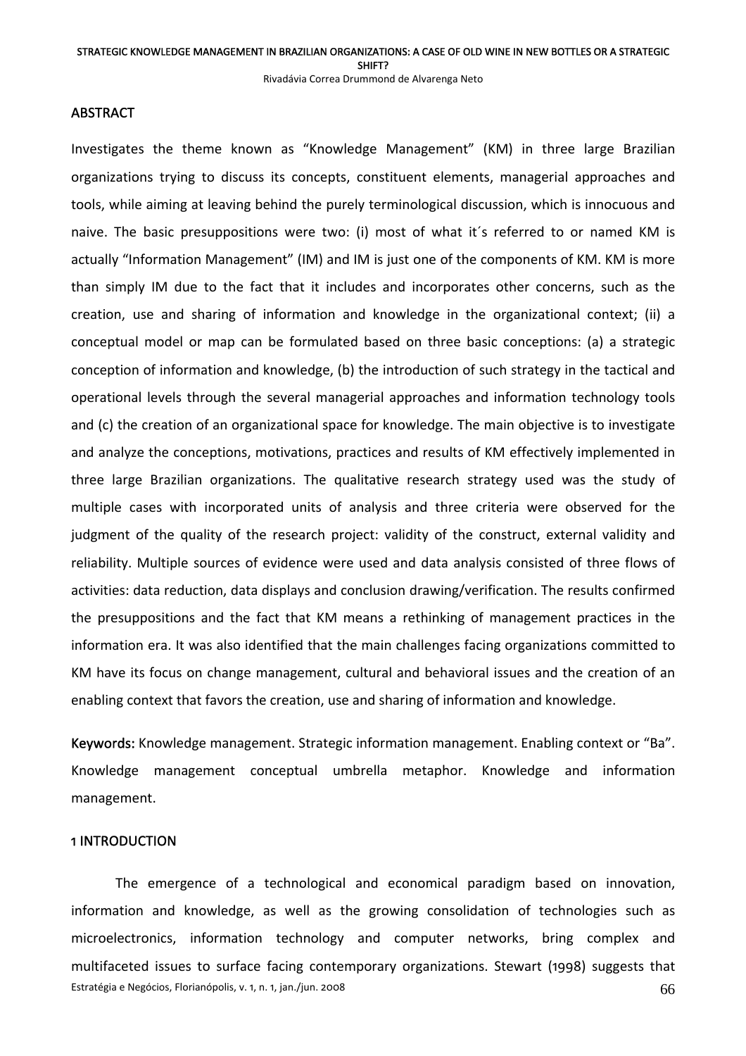## ABSTRACT

Investigates the theme known as "Knowledge Management" (KM) in three large Brazilian organizations trying to discuss its concepts, constituent elements, managerial approaches and tools, while aiming at leaving behind the purely terminological discussion, which is innocuous and naive. The basic presuppositions were two: (i) most of what it´s referred to or named KM is actually "Information Management" (IM) and IM is just one of the components of KM. KM is more than simply IM due to the fact that it includes and incorporates other concerns, such as the creation, use and sharing of information and knowledge in the organizational context; (ii) a conceptual model or map can be formulated based on three basic conceptions: (a) a strategic conception of information and knowledge, (b) the introduction of such strategy in the tactical and operational levels through the several managerial approaches and information technology tools and (c) the creation of an organizational space for knowledge. The main objective is to investigate and analyze the conceptions, motivations, practices and results of KM effectively implemented in three large Brazilian organizations. The qualitative research strategy used was the study of multiple cases with incorporated units of analysis and three criteria were observed for the judgment of the quality of the research project: validity of the construct, external validity and reliability. Multiple sources of evidence were used and data analysis consisted of three flows of activities: data reduction, data displays and conclusion drawing/verification. The results confirmed the presuppositions and the fact that KM means a rethinking of management practices in the information era. It was also identified that the main challenges facing organizations committed to KM have its focus on change management, cultural and behavioral issues and the creation of an enabling context that favors the creation, use and sharing of information and knowledge.

**Keywords:** Knowledge management. Strategic information management. Enabling context or "Ba". Knowledge management conceptual umbrella metaphor. Knowledge and information management.

## 1 INTRODUCTION

The emergence of a technological and economical paradigm based on innovation, information and knowledge, as well as the growing consolidation of technologies such as microelectronics, information technology and computer networks, bring complex and multifaceted issues to surface facing contemporary organizations. Stewart (1998) suggests that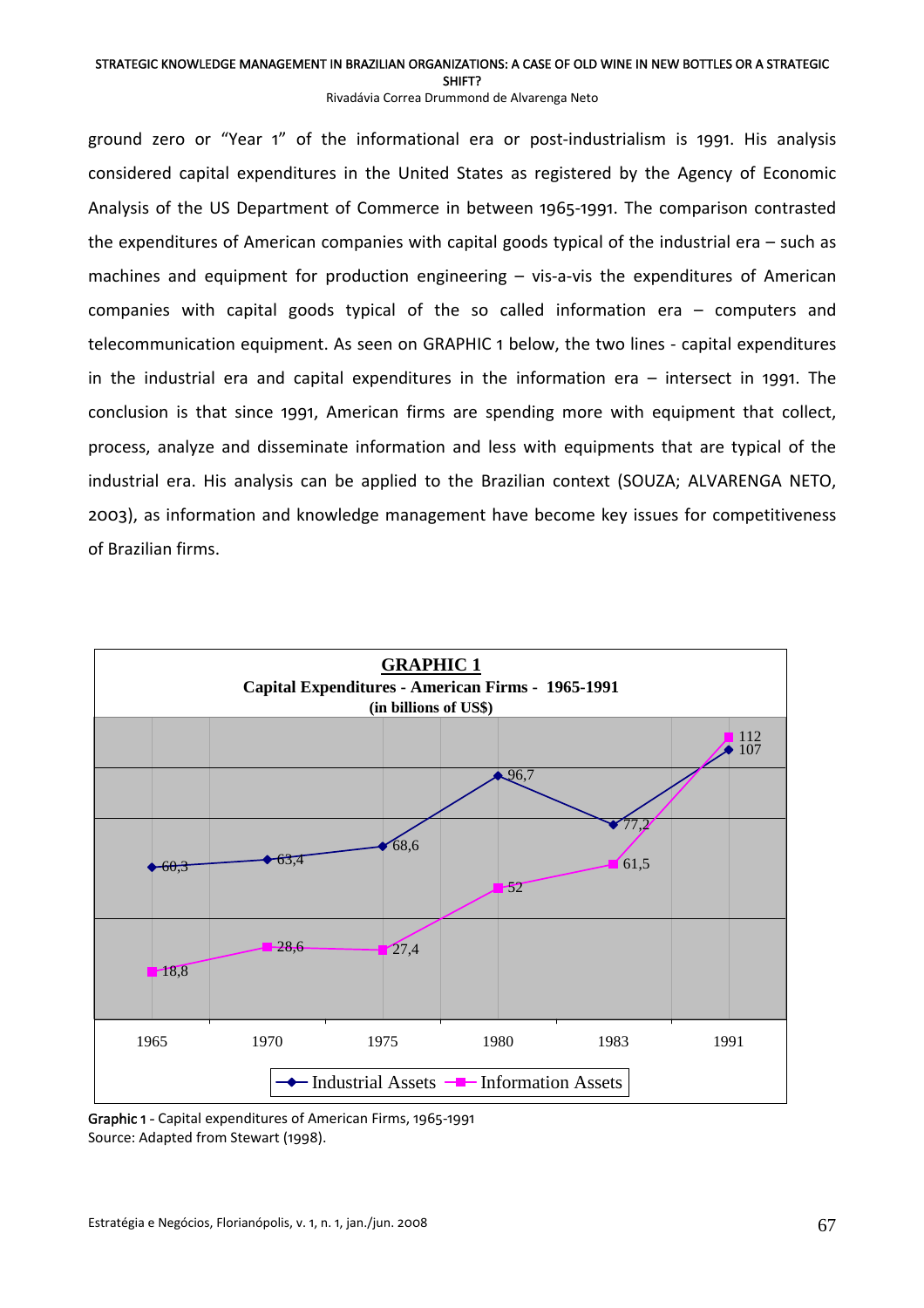ground zero or "Year 1" of the informational era or post-industrialism is 1991. His analysis considered capital expenditures in the United States as registered by the Agency of Economic Analysis of the US Department of Commerce in between 1965-1991. The comparison contrasted the expenditures of American companies with capital goods typical of the industrial era – such as machines and equipment for production engineering – vis-a-vis the expenditures of American companies with capital goods typical of the so called information era – computers and telecommunication equipment. As seen on GRAPHIC 1 below, the two lines - capital expenditures in the industrial era and capital expenditures in the information era – intersect in 1991. The conclusion is that since 1991, American firms are spending more with equipment that collect, process, analyze and disseminate information and less with equipments that are typical of the industrial era. His analysis can be applied to the Brazilian context (SOUZA; ALVARENGA NETO, 2003), as information and knowledge management have become key issues for competitiveness of Brazilian firms.

**GRAPHIC 1**
**Capital Expenditures - American Firms - 1965-1991**
**(in billions of US$)**

| | 1965 | 1970 | 1975 | 1980 | 1983 | 1991 |
|---|---|---|---|---|---|---|
| Industrial Assets | 60,3 | 63,4 | 68,6 | 96,7 | 77,2 | 107 |
| Information Assets | 18,8 | 28,6 | 27,4 | 52 | 61,5 | 112 |

**Graphic 1** - Capital expenditures of American Firms, 1965-1991
Source: Adapted from Stewart (1998).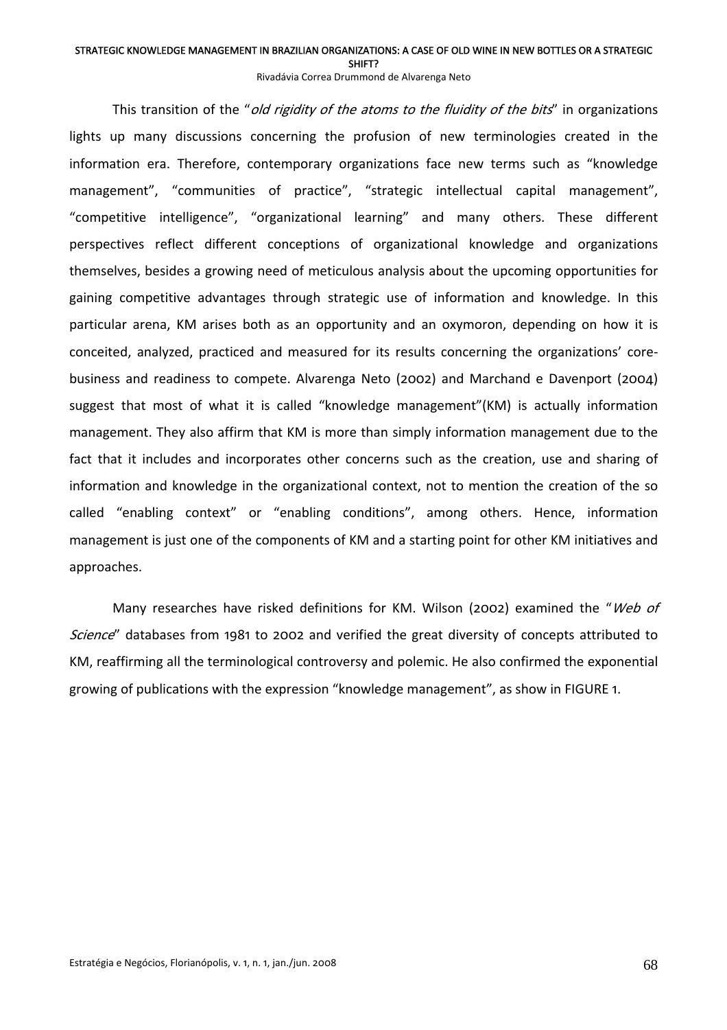This transition of the "*old rigidity of the atoms to the fluidity of the bits*" in organizations lights up many discussions concerning the profusion of new terminologies created in the information era. Therefore, contemporary organizations face new terms such as "knowledge management", "communities of practice", "strategic intellectual capital management", "competitive intelligence", "organizational learning" and many others. These different perspectives reflect different conceptions of organizational knowledge and organizations themselves, besides a growing need of meticulous analysis about the upcoming opportunities for gaining competitive advantages through strategic use of information and knowledge. In this particular arena, KM arises both as an opportunity and an oxymoron, depending on how it is conceited, analyzed, practiced and measured for its results concerning the organizations' core-business and readiness to compete. Alvarenga Neto (2002) and Marchand e Davenport (2004) suggest that most of what it is called "knowledge management"(KM) is actually information management. They also affirm that KM is more than simply information management due to the fact that it includes and incorporates other concerns such as the creation, use and sharing of information and knowledge in the organizational context, not to mention the creation of the so called "enabling context" or "enabling conditions", among others. Hence, information management is just one of the components of KM and a starting point for other KM initiatives and approaches.

Many researches have risked definitions for KM. Wilson (2002) examined the "*Web of Science*" databases from 1981 to 2002 and verified the great diversity of concepts attributed to KM, reaffirming all the terminological controversy and polemic. He also confirmed the exponential growing of publications with the expression "knowledge management", as show in FIGURE 1.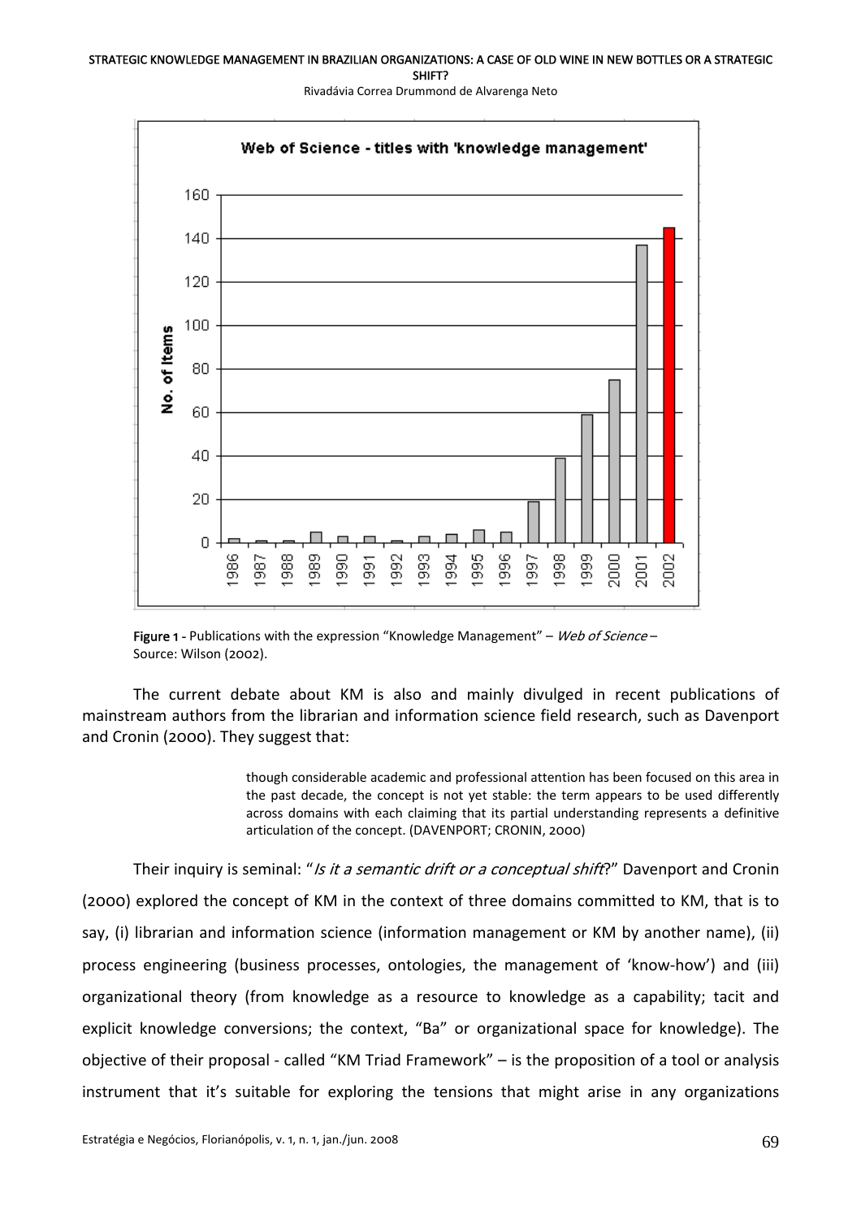**Figure 1** - Publications with the expression "Knowledge Management" – *Web of Science* – Source: Wilson (2002).

The current debate about KM is also and mainly divulged in recent publications of mainstream authors from the librarian and information science field research, such as Davenport and Cronin (2000). They suggest that:

> though considerable academic and professional attention has been focused on this area in the past decade, the concept is not yet stable: the term appears to be used differently across domains with each claiming that its partial understanding represents a definitive articulation of the concept. (DAVENPORT; CRONIN, 2000)

Their inquiry is seminal: "*Is it a semantic drift or a conceptual shift*?" Davenport and Cronin (2000) explored the concept of KM in the context of three domains committed to KM, that is to say, (i) librarian and information science (information management or KM by another name), (ii) process engineering (business processes, ontologies, the management of 'know-how') and (iii) organizational theory (from knowledge as a resource to knowledge as a capability; tacit and explicit knowledge conversions; the context, "Ba" or organizational space for knowledge). The objective of their proposal - called "KM Triad Framework" – is the proposition of a tool or analysis instrument that it's suitable for exploring the tensions that might arise in any organizations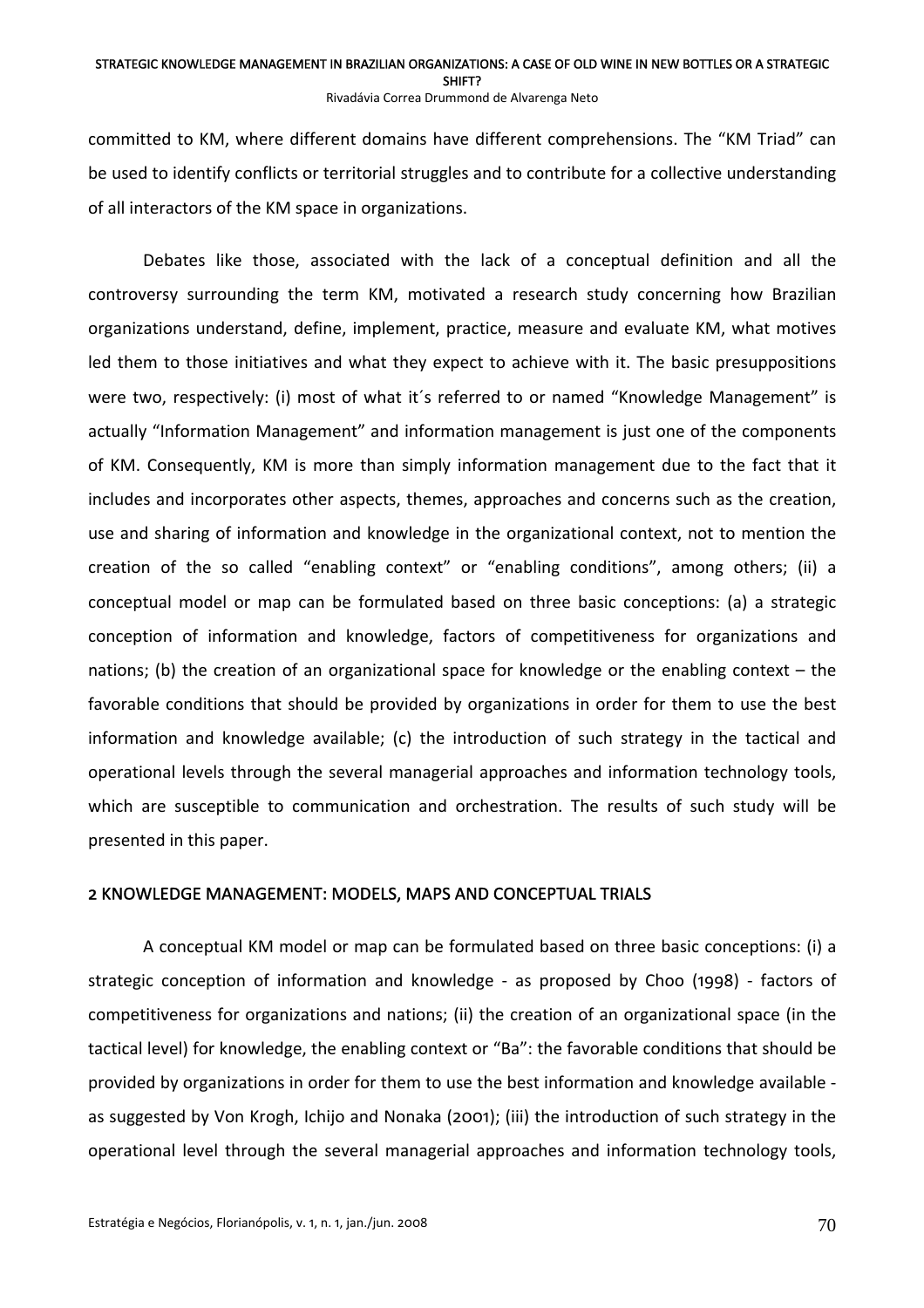committed to KM, where different domains have different comprehensions. The "KM Triad" can be used to identify conflicts or territorial struggles and to contribute for a collective understanding of all interactors of the KM space in organizations.

Debates like those, associated with the lack of a conceptual definition and all the controversy surrounding the term KM, motivated a research study concerning how Brazilian organizations understand, define, implement, practice, measure and evaluate KM, what motives led them to those initiatives and what they expect to achieve with it. The basic presuppositions were two, respectively: (i) most of what it´s referred to or named "Knowledge Management" is actually "Information Management" and information management is just one of the components of KM. Consequently, KM is more than simply information management due to the fact that it includes and incorporates other aspects, themes, approaches and concerns such as the creation, use and sharing of information and knowledge in the organizational context, not to mention the creation of the so called "enabling context" or "enabling conditions", among others; (ii) a conceptual model or map can be formulated based on three basic conceptions: (a) a strategic conception of information and knowledge, factors of competitiveness for organizations and nations; (b) the creation of an organizational space for knowledge or the enabling context – the favorable conditions that should be provided by organizations in order for them to use the best information and knowledge available; (c) the introduction of such strategy in the tactical and operational levels through the several managerial approaches and information technology tools, which are susceptible to communication and orchestration. The results of such study will be presented in this paper.

## 2 KNOWLEDGE MANAGEMENT: MODELS, MAPS AND CONCEPTUAL TRIALS

A conceptual KM model or map can be formulated based on three basic conceptions: (i) a strategic conception of information and knowledge - as proposed by Choo (1998) - factors of competitiveness for organizations and nations; (ii) the creation of an organizational space (in the tactical level) for knowledge, the enabling context or "Ba": the favorable conditions that should be provided by organizations in order for them to use the best information and knowledge available - as suggested by Von Krogh, Ichijo and Nonaka (2001); (iii) the introduction of such strategy in the operational level through the several managerial approaches and information technology tools,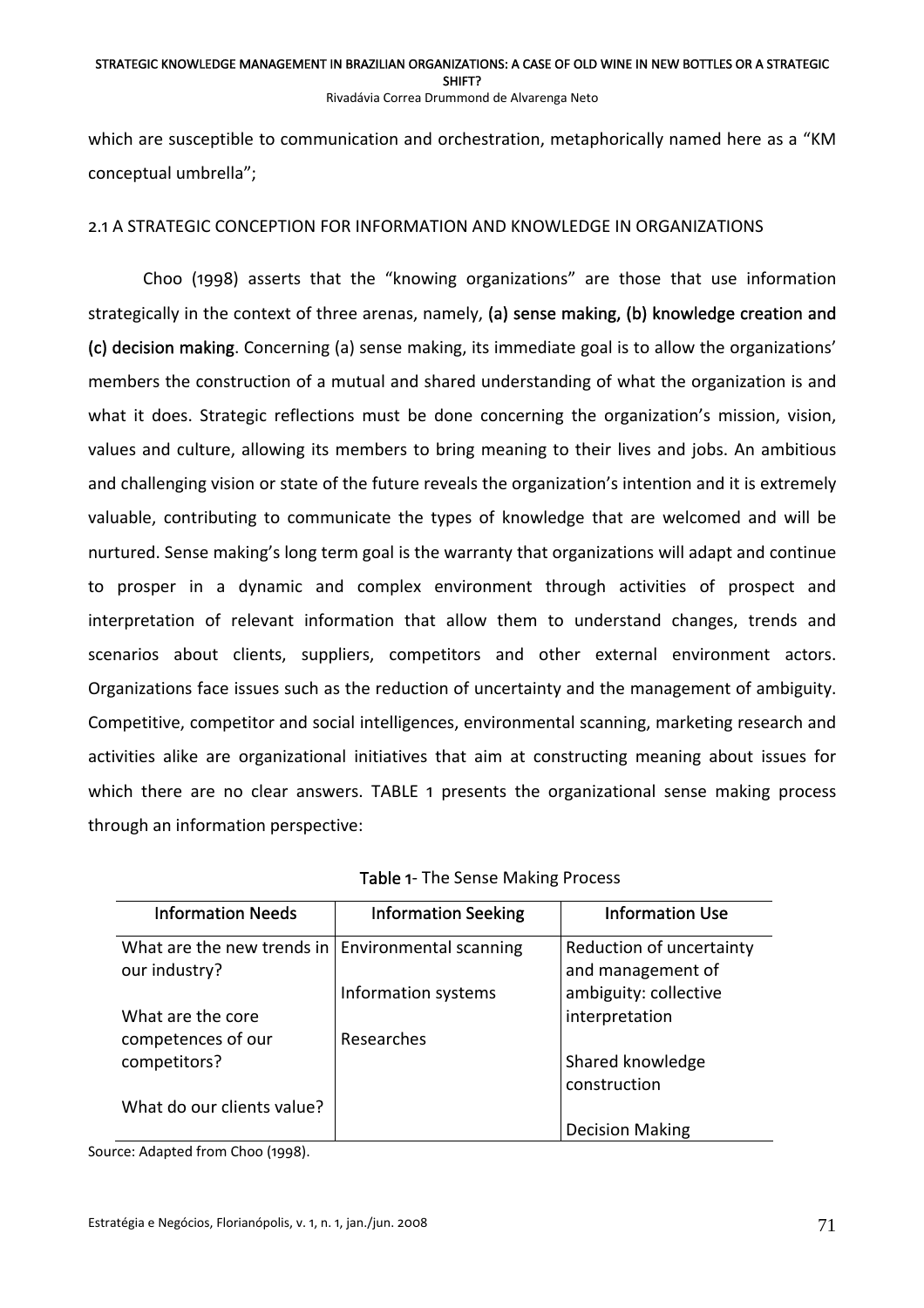which are susceptible to communication and orchestration, metaphorically named here as a "KM conceptual umbrella";

## 2.1 A STRATEGIC CONCEPTION FOR INFORMATION AND KNOWLEDGE IN ORGANIZATIONS

Choo (1998) asserts that the "knowing organizations" are those that use information strategically in the context of three arenas, namely, **(a) sense making, (b) knowledge creation and (c) decision making**. Concerning (a) sense making, its immediate goal is to allow the organizations' members the construction of a mutual and shared understanding of what the organization is and what it does. Strategic reflections must be done concerning the organization's mission, vision, values and culture, allowing its members to bring meaning to their lives and jobs. An ambitious and challenging vision or state of the future reveals the organization's intention and it is extremely valuable, contributing to communicate the types of knowledge that are welcomed and will be nurtured. Sense making's long term goal is the warranty that organizations will adapt and continue to prosper in a dynamic and complex environment through activities of prospect and interpretation of relevant information that allow them to understand changes, trends and scenarios about clients, suppliers, competitors and other external environment actors. Organizations face issues such as the reduction of uncertainty and the management of ambiguity. Competitive, competitor and social intelligences, environmental scanning, marketing research and activities alike are organizational initiatives that aim at constructing meaning about issues for which there are no clear answers. TABLE 1 presents the organizational sense making process through an information perspective:

**Table 1**- The Sense Making Process

| Information Needs | Information Seeking | Information Use |
|---|---|---|
| What are the new trends in our industry?<br><br>What are the core competences of our competitors?<br><br>What do our clients value? | Environmental scanning<br><br>Information systems<br><br>Researches | Reduction of uncertainty and management of ambiguity: collective interpretation<br><br>Shared knowledge construction<br><br>Decision Making |

Source: Adapted from Choo (1998).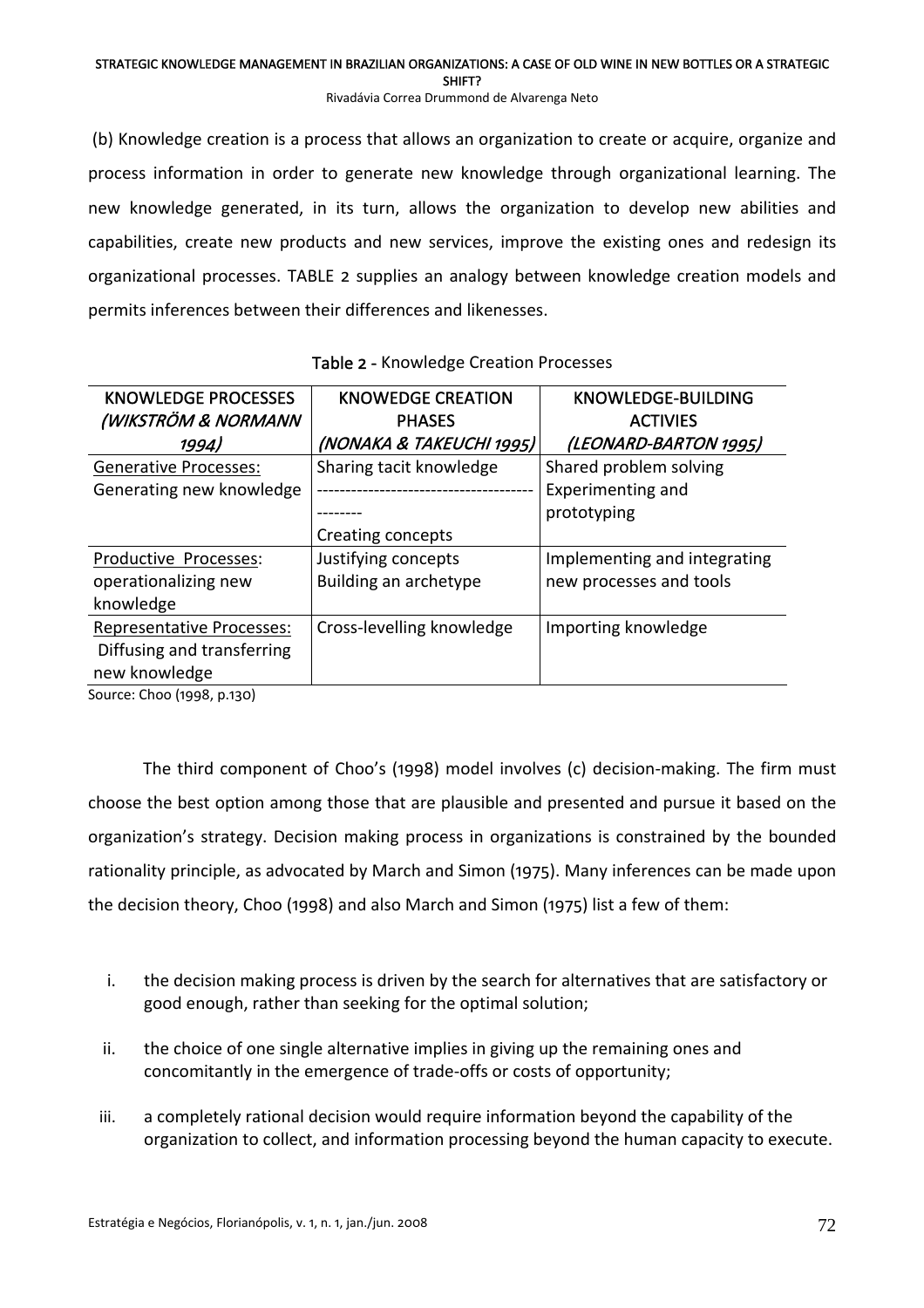(b) Knowledge creation is a process that allows an organization to create or acquire, organize and process information in order to generate new knowledge through organizational learning. The new knowledge generated, in its turn, allows the organization to develop new abilities and capabilities, create new products and new services, improve the existing ones and redesign its organizational processes. TABLE 2 supplies an analogy between knowledge creation models and permits inferences between their differences and likenesses.

**Table 2** - Knowledge Creation Processes

| KNOWLEDGE PROCESSES *(WIKSTRÖM & NORMANN 1994)* | KNOWEDGE CREATION PHASES *(NONAKA & TAKEUCHI 1995)* | KNOWLEDGE-BUILDING ACTIVIES *(LEONARD-BARTON 1995)* |
|---|---|---|
| Generative Processes: Generating new knowledge | Sharing tacit knowledge<br>-------------------------------------------<br>Creating concepts | Shared problem solving<br>Experimenting and prototyping |
| Productive Processes: operationalizing new knowledge | Justifying concepts<br>Building an archetype | Implementing and integrating new processes and tools |
| Representative Processes: Diffusing and transferring new knowledge | Cross-levelling knowledge | Importing knowledge |

Source: Choo (1998, p.130)

The third component of Choo's (1998) model involves (c) decision-making. The firm must choose the best option among those that are plausible and presented and pursue it based on the organization's strategy. Decision making process in organizations is constrained by the bounded rationality principle, as advocated by March and Simon (1975). Many inferences can be made upon the decision theory, Choo (1998) and also March and Simon (1975) list a few of them:

i. the decision making process is driven by the search for alternatives that are satisfactory or good enough, rather than seeking for the optimal solution;
ii. the choice of one single alternative implies in giving up the remaining ones and concomitantly in the emergence of trade-offs or costs of opportunity;
iii. a completely rational decision would require information beyond the capability of the organization to collect, and information processing beyond the human capacity to execute.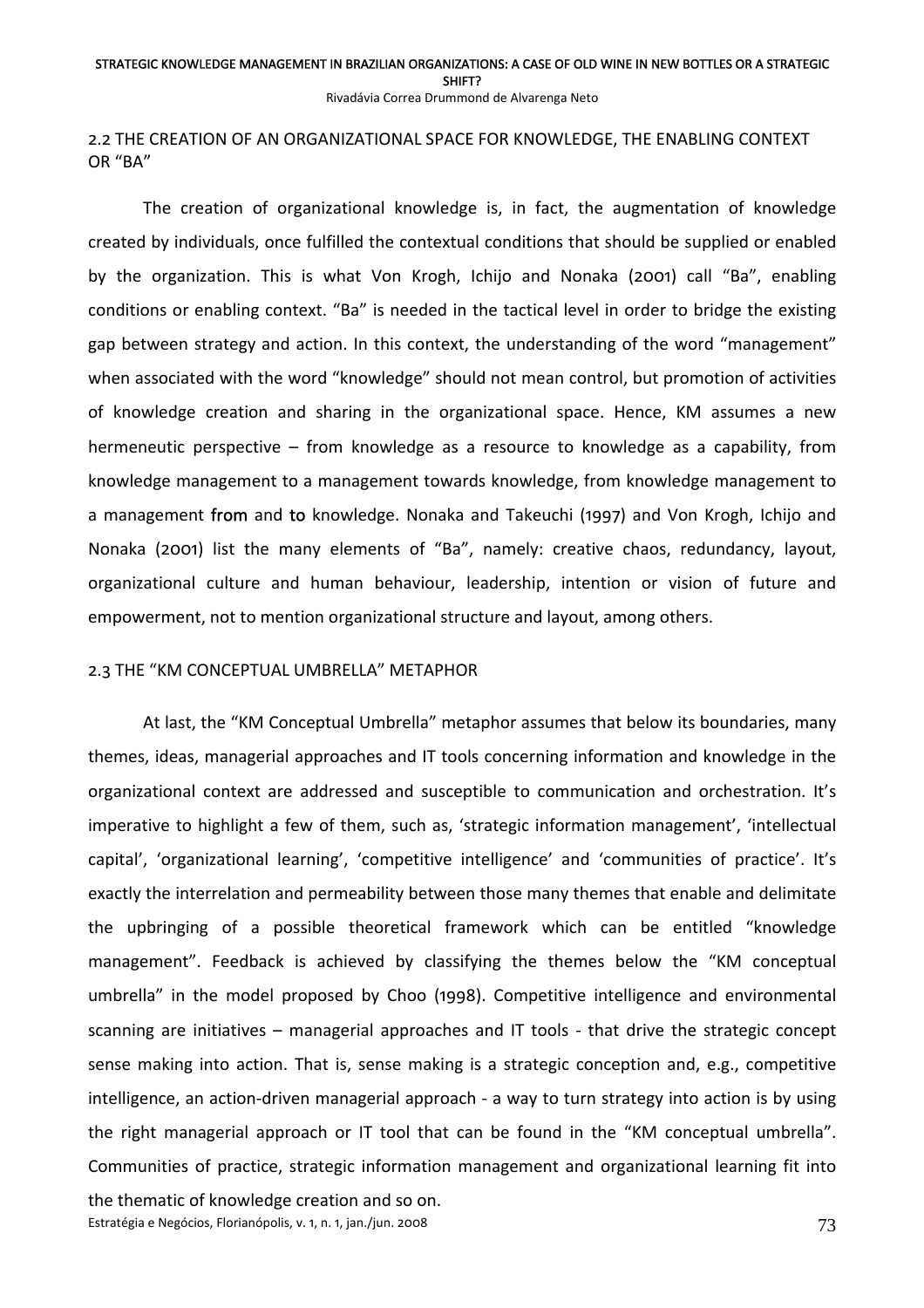## 2.2 THE CREATION OF AN ORGANIZATIONAL SPACE FOR KNOWLEDGE, THE ENABLING CONTEXT OR "BA"

The creation of organizational knowledge is, in fact, the augmentation of knowledge created by individuals, once fulfilled the contextual conditions that should be supplied or enabled by the organization. This is what Von Krogh, Ichijo and Nonaka (2001) call "Ba", enabling conditions or enabling context. "Ba" is needed in the tactical level in order to bridge the existing gap between strategy and action. In this context, the understanding of the word "management" when associated with the word "knowledge" should not mean control, but promotion of activities of knowledge creation and sharing in the organizational space. Hence, KM assumes a new hermeneutic perspective – from knowledge as a resource to knowledge as a capability, from knowledge management to a management towards knowledge, from knowledge management to a management **from** and **to** knowledge. Nonaka and Takeuchi (1997) and Von Krogh, Ichijo and Nonaka (2001) list the many elements of "Ba", namely: creative chaos, redundancy, layout, organizational culture and human behaviour, leadership, intention or vision of future and empowerment, not to mention organizational structure and layout, among others.

## 2.3 THE "KM CONCEPTUAL UMBRELLA" METAPHOR

At last, the "KM Conceptual Umbrella" metaphor assumes that below its boundaries, many themes, ideas, managerial approaches and IT tools concerning information and knowledge in the organizational context are addressed and susceptible to communication and orchestration. It's imperative to highlight a few of them, such as, 'strategic information management', 'intellectual capital', 'organizational learning', 'competitive intelligence' and 'communities of practice'. It's exactly the interrelation and permeability between those many themes that enable and delimitate the upbringing of a possible theoretical framework which can be entitled "knowledge management". Feedback is achieved by classifying the themes below the "KM conceptual umbrella" in the model proposed by Choo (1998). Competitive intelligence and environmental scanning are initiatives – managerial approaches and IT tools - that drive the strategic concept sense making into action. That is, sense making is a strategic conception and, e.g., competitive intelligence, an action-driven managerial approach - a way to turn strategy into action is by using the right managerial approach or IT tool that can be found in the "KM conceptual umbrella". Communities of practice, strategic information management and organizational learning fit into the thematic of knowledge creation and so on.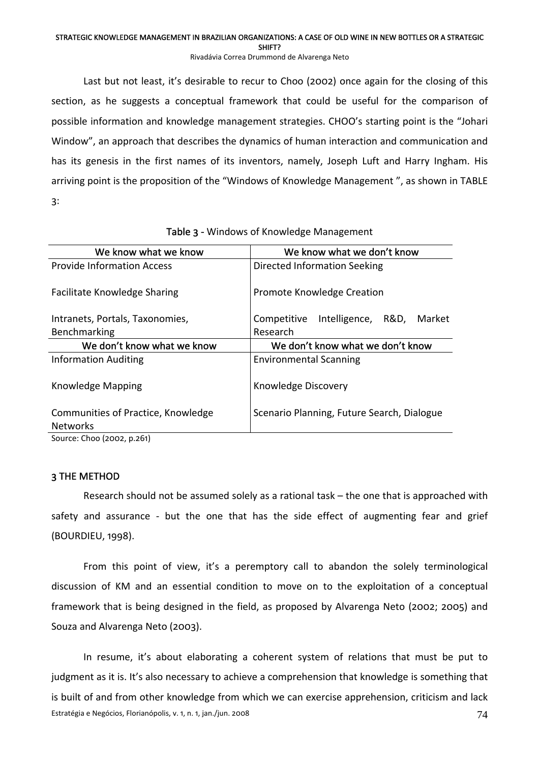Last but not least, it's desirable to recur to Choo (2002) once again for the closing of this section, as he suggests a conceptual framework that could be useful for the comparison of possible information and knowledge management strategies. CHOO's starting point is the "Johari Window", an approach that describes the dynamics of human interaction and communication and has its genesis in the first names of its inventors, namely, Joseph Luft and Harry Ingham. His arriving point is the proposition of the "Windows of Knowledge Management ", as shown in TABLE 3:

Table 3 - Windows of Knowledge Management

| We know what we know | We know what we don't know |
|---|---|
| Provide Information Access | Directed Information Seeking |
| Facilitate Knowledge Sharing | Promote Knowledge Creation |
| Intranets, Portals, Taxonomies, Benchmarking | Competitive Intelligence, R&D, Market Research |
| **We don't know what we know** | **We don't know what we don't know** |
| Information Auditing | Environmental Scanning |
| Knowledge Mapping | Knowledge Discovery |
| Communities of Practice, Knowledge Networks | Scenario Planning, Future Search, Dialogue |

Source: Choo (2002, p.261)

## 3 THE METHOD

Research should not be assumed solely as a rational task – the one that is approached with safety and assurance - but the one that has the side effect of augmenting fear and grief (BOURDIEU, 1998).

From this point of view, it's a peremptory call to abandon the solely terminological discussion of KM and an essential condition to move on to the exploitation of a conceptual framework that is being designed in the field, as proposed by Alvarenga Neto (2002; 2005) and Souza and Alvarenga Neto (2003).

In resume, it's about elaborating a coherent system of relations that must be put to judgment as it is. It's also necessary to achieve a comprehension that knowledge is something that is built of and from other knowledge from which we can exercise apprehension, criticism and lack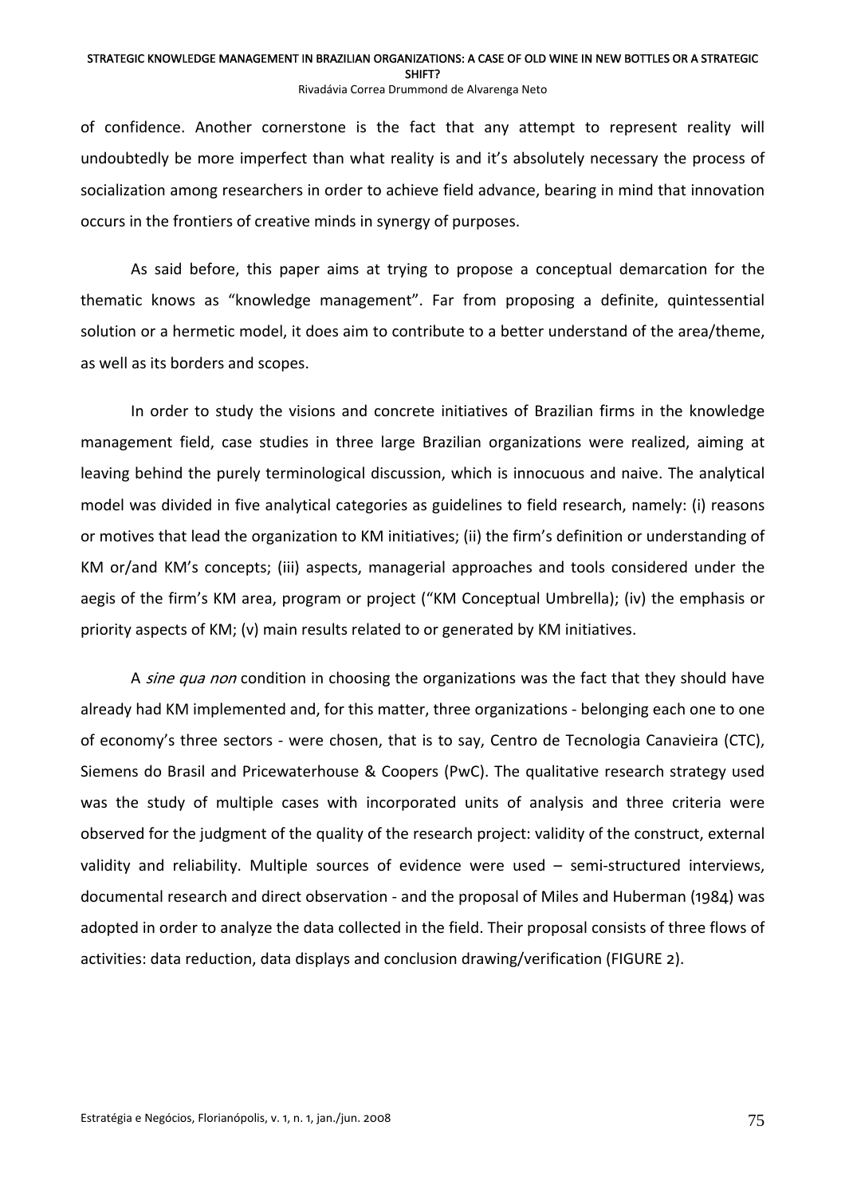of confidence. Another cornerstone is the fact that any attempt to represent reality will undoubtedly be more imperfect than what reality is and it's absolutely necessary the process of socialization among researchers in order to achieve field advance, bearing in mind that innovation occurs in the frontiers of creative minds in synergy of purposes.

As said before, this paper aims at trying to propose a conceptual demarcation for the thematic knows as "knowledge management". Far from proposing a definite, quintessential solution or a hermetic model, it does aim to contribute to a better understand of the area/theme, as well as its borders and scopes.

In order to study the visions and concrete initiatives of Brazilian firms in the knowledge management field, case studies in three large Brazilian organizations were realized, aiming at leaving behind the purely terminological discussion, which is innocuous and naive. The analytical model was divided in five analytical categories as guidelines to field research, namely: (i) reasons or motives that lead the organization to KM initiatives; (ii) the firm's definition or understanding of KM or/and KM's concepts; (iii) aspects, managerial approaches and tools considered under the aegis of the firm's KM area, program or project ("KM Conceptual Umbrella); (iv) the emphasis or priority aspects of KM; (v) main results related to or generated by KM initiatives.

A *sine qua non* condition in choosing the organizations was the fact that they should have already had KM implemented and, for this matter, three organizations - belonging each one to one of economy's three sectors - were chosen, that is to say, Centro de Tecnologia Canavieira (CTC), Siemens do Brasil and Pricewaterhouse & Coopers (PwC). The qualitative research strategy used was the study of multiple cases with incorporated units of analysis and three criteria were observed for the judgment of the quality of the research project: validity of the construct, external validity and reliability. Multiple sources of evidence were used – semi-structured interviews, documental research and direct observation - and the proposal of Miles and Huberman (1984) was adopted in order to analyze the data collected in the field. Their proposal consists of three flows of activities: data reduction, data displays and conclusion drawing/verification (FIGURE 2).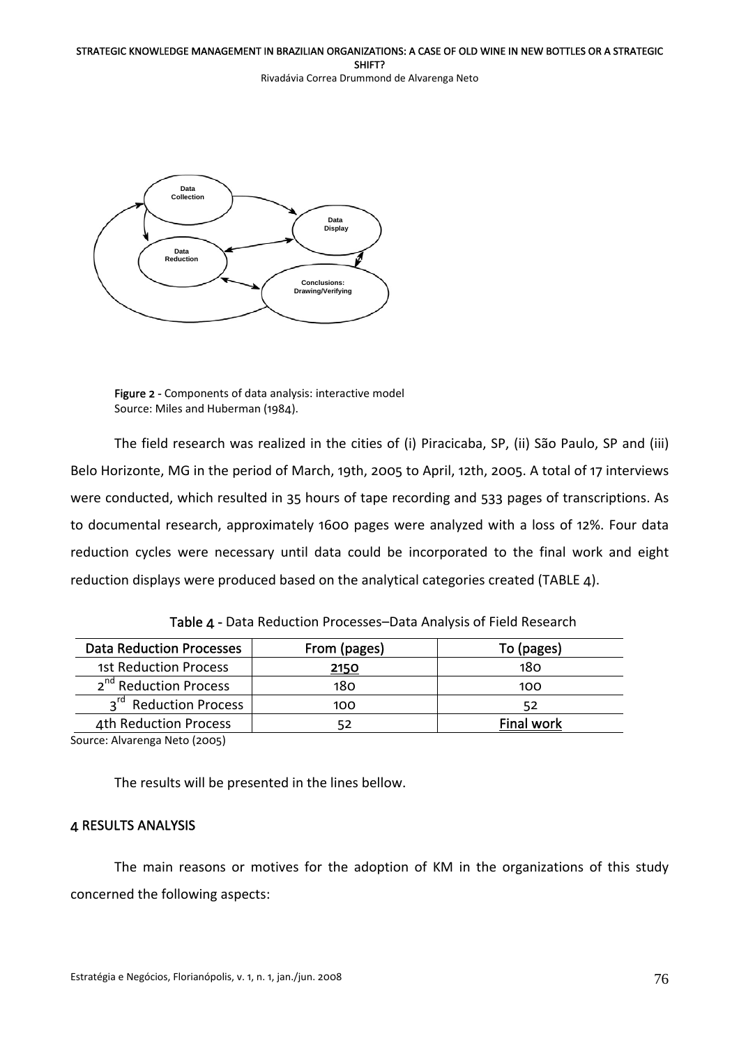Figure 2 - Components of data analysis: interactive model
Source: Miles and Huberman (1984).

The field research was realized in the cities of (i) Piracicaba, SP, (ii) São Paulo, SP and (iii) Belo Horizonte, MG in the period of March, 19th, 2005 to April, 12th, 2005. A total of 17 interviews were conducted, which resulted in 35 hours of tape recording and 533 pages of transcriptions. As to documental research, approximately 1600 pages were analyzed with a loss of 12%. Four data reduction cycles were necessary until data could be incorporated to the final work and eight reduction displays were produced based on the analytical categories created (TABLE 4).

**Table 4** - Data Reduction Processes–Data Analysis of Field Research

| Data Reduction Processes | From (pages) | To (pages) |
|---|---|---|
| 1st Reduction Process | 2150 | 180 |
| 2nd Reduction Process | 180 | 100 |
| 3rd Reduction Process | 100 | 52 |
| 4th Reduction Process | 52 | Final work |

Source: Alvarenga Neto (2005)

The results will be presented in the lines bellow.

## 4 RESULTS ANALYSIS

The main reasons or motives for the adoption of KM in the organizations of this study concerned the following aspects: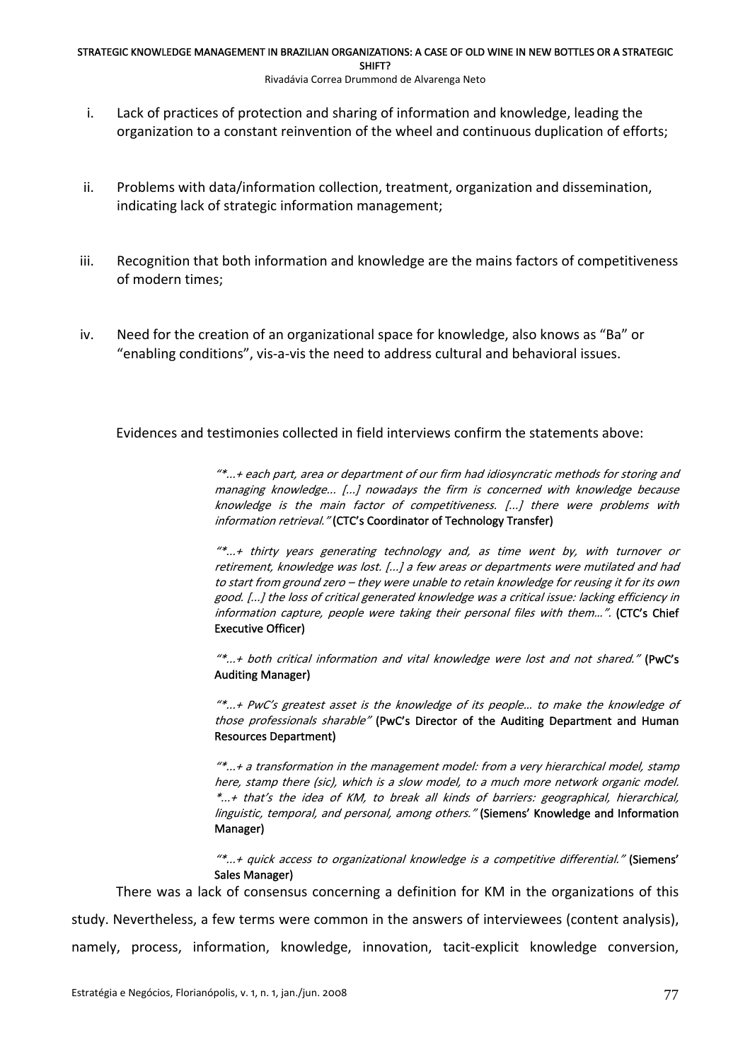i. Lack of practices of protection and sharing of information and knowledge, leading the organization to a constant reinvention of the wheel and continuous duplication of efforts;

ii. Problems with data/information collection, treatment, organization and dissemination, indicating lack of strategic information management;

iii. Recognition that both information and knowledge are the mains factors of competitiveness of modern times;

iv. Need for the creation of an organizational space for knowledge, also knows as “Ba” or “enabling conditions”, vis-a-vis the need to address cultural and behavioral issues.

Evidences and testimonies collected in field interviews confirm the statements above:

> *“*...+ each part, area or department of our firm had idiosyncratic methods for storing and managing knowledge... [...] nowadays the firm is concerned with knowledge because knowledge is the main factor of competitiveness. [...] there were problems with information retrieval.”* **(CTC’s Coordinator of Technology Transfer)**
>
> *“*...+ thirty years generating technology and, as time went by, with turnover or retirement, knowledge was lost. [...] a few areas or departments were mutilated and had to start from ground zero – they were unable to retain knowledge for reusing it for its own good. [...] the loss of critical generated knowledge was a critical issue: lacking efficiency in information capture, people were taking their personal files with them…”.* **(CTC’s Chief Executive Officer)**
>
> *“*...+ both critical information and vital knowledge were lost and not shared.”* **(PwC’s Auditing Manager)**
>
> *“*...+ PwC’s greatest asset is the knowledge of its people… to make the knowledge of those professionals sharable”* **(PwC’s Director of the Auditing Department and Human Resources Department)**
>
> *“*...+ a transformation in the management model: from a very hierarchical model, stamp here, stamp there (sic), which is a slow model, to a much more network organic model. *...+ that’s the idea of KM, to break all kinds of barriers: geographical, hierarchical, linguistic, temporal, and personal, among others.”* **(Siemens’ Knowledge and Information Manager)**
>
> *“*...+ quick access to organizational knowledge is a competitive differential.”* **(Siemens’ Sales Manager)**

There was a lack of consensus concerning a definition for KM in the organizations of this study. Nevertheless, a few terms were common in the answers of interviewees (content analysis), namely, process, information, knowledge, innovation, tacit-explicit knowledge conversion,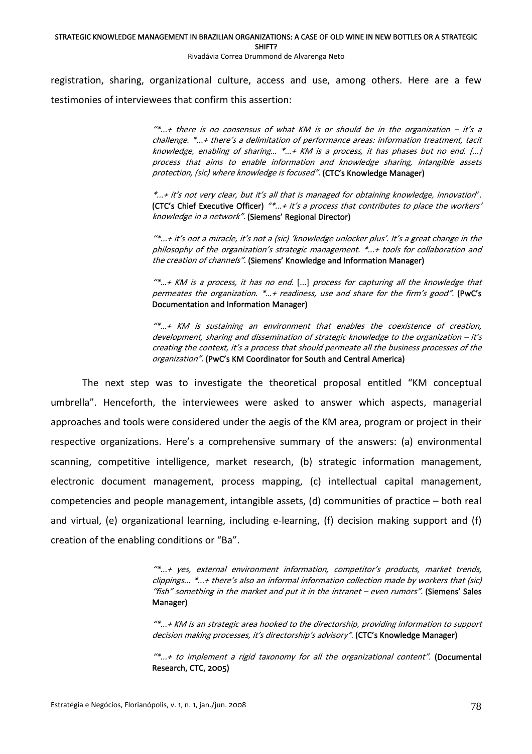registration, sharing, organizational culture, access and use, among others. Here are a few testimonies of interviewees that confirm this assertion:

> *"*...+ there is no consensus of what KM is or should be in the organization – it's a challenge. *...+ there's a delimitation of performance areas: information treatment, tacit knowledge, enabling of sharing... *...+ KM is a process, it has phases but no end. [...] process that aims to enable information and knowledge sharing, intangible assets protection, (sic) where knowledge is focused".* **(CTC's Knowledge Manager)**
>
> *"*...+ it's not very clear, but it's all that is managed for obtaining knowledge, innovation".* **(CTC's Chief Executive Officer)** *"*...+ it's a process that contributes to place the workers' knowledge in a network".* **(Siemens' Regional Director)**
>
> *"*...+ it's not a miracle, it's not a (sic) 'knowledge unlocker plus'. It's a great change in the philosophy of the organization's strategic management. *...+ tools for collaboration and the creation of channels".* **(Siemens' Knowledge and Information Manager)**
>
> *"*...+ KM is a process, it has no end.* [...] *process for capturing all the knowledge that permeates the organization. *...+ readiness, use and share for the firm's good".* **(PwC's Documentation and Information Manager)**
>
> *"*...+ KM is sustaining an environment that enables the coexistence of creation, development, sharing and dissemination of strategic knowledge to the organization – it's creating the context, it's a process that should permeate all the business processes of the organization".* **(PwC's KM Coordinator for South and Central America)**

The next step was to investigate the theoretical proposal entitled "KM conceptual umbrella". Henceforth, the interviewees were asked to answer which aspects, managerial approaches and tools were considered under the aegis of the KM area, program or project in their respective organizations. Here's a comprehensive summary of the answers: (a) environmental scanning, competitive intelligence, market research, (b) strategic information management, electronic document management, process mapping, (c) intellectual capital management, competencies and people management, intangible assets, (d) communities of practice – both real and virtual, (e) organizational learning, including e-learning, (f) decision making support and (f) creation of the enabling conditions or "Ba".

> *"*...+ yes, external environment information, competitor's products, market trends, clippings... *...+ there's also an informal information collection made by workers that (sic) "fish" something in the market and put it in the intranet – even rumors".* **(Siemens' Sales Manager)**
>
> *"*...+ KM is an strategic area hooked to the directorship, providing information to support decision making processes, it's directorship's advisory".* **(CTC's Knowledge Manager)**
>
> *"*...+ to implement a rigid taxonomy for all the organizational content".* **(Documental Research, CTC, 2005)**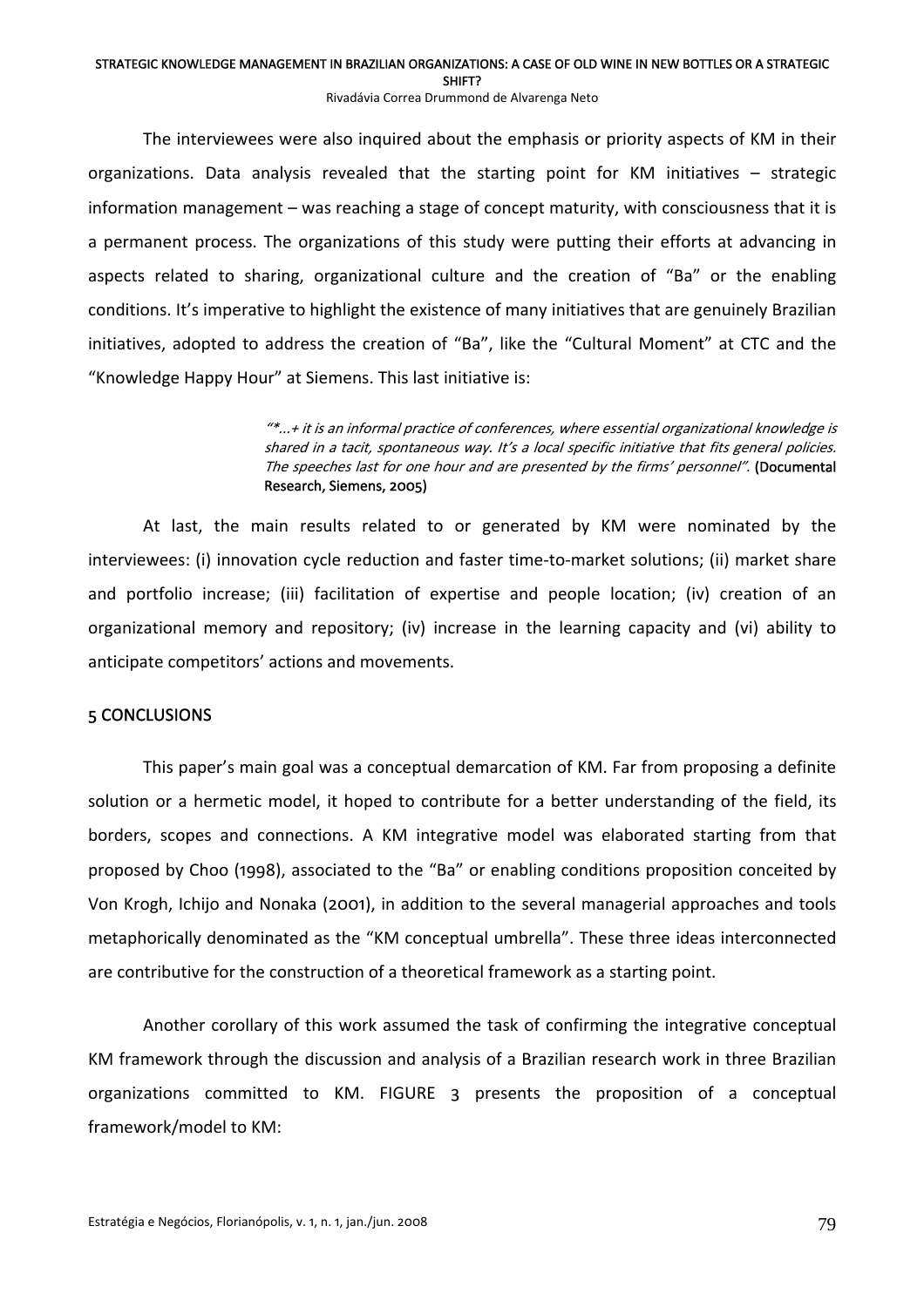The interviewees were also inquired about the emphasis or priority aspects of KM in their organizations. Data analysis revealed that the starting point for KM initiatives – strategic information management – was reaching a stage of concept maturity, with consciousness that it is a permanent process. The organizations of this study were putting their efforts at advancing in aspects related to sharing, organizational culture and the creation of "Ba" or the enabling conditions. It's imperative to highlight the existence of many initiatives that are genuinely Brazilian initiatives, adopted to address the creation of "Ba", like the "Cultural Moment" at CTC and the "Knowledge Happy Hour" at Siemens. This last initiative is:

> *"*...+ it is an informal practice of conferences, where essential organizational knowledge is shared in a tacit, spontaneous way. It's a local specific initiative that fits general policies. The speeches last for one hour and are presented by the firms' personnel".* **(Documental Research, Siemens, 2005)**

At last, the main results related to or generated by KM were nominated by the interviewees: (i) innovation cycle reduction and faster time-to-market solutions; (ii) market share and portfolio increase; (iii) facilitation of expertise and people location; (iv) creation of an organizational memory and repository; (iv) increase in the learning capacity and (vi) ability to anticipate competitors' actions and movements.

## 5 CONCLUSIONS

This paper's main goal was a conceptual demarcation of KM. Far from proposing a definite solution or a hermetic model, it hoped to contribute for a better understanding of the field, its borders, scopes and connections. A KM integrative model was elaborated starting from that proposed by Choo (1998), associated to the "Ba" or enabling conditions proposition conceited by Von Krogh, Ichijo and Nonaka (2001), in addition to the several managerial approaches and tools metaphorically denominated as the "KM conceptual umbrella". These three ideas interconnected are contributive for the construction of a theoretical framework as a starting point.

Another corollary of this work assumed the task of confirming the integrative conceptual KM framework through the discussion and analysis of a Brazilian research work in three Brazilian organizations committed to KM. FIGURE 3 presents the proposition of a conceptual framework/model to KM: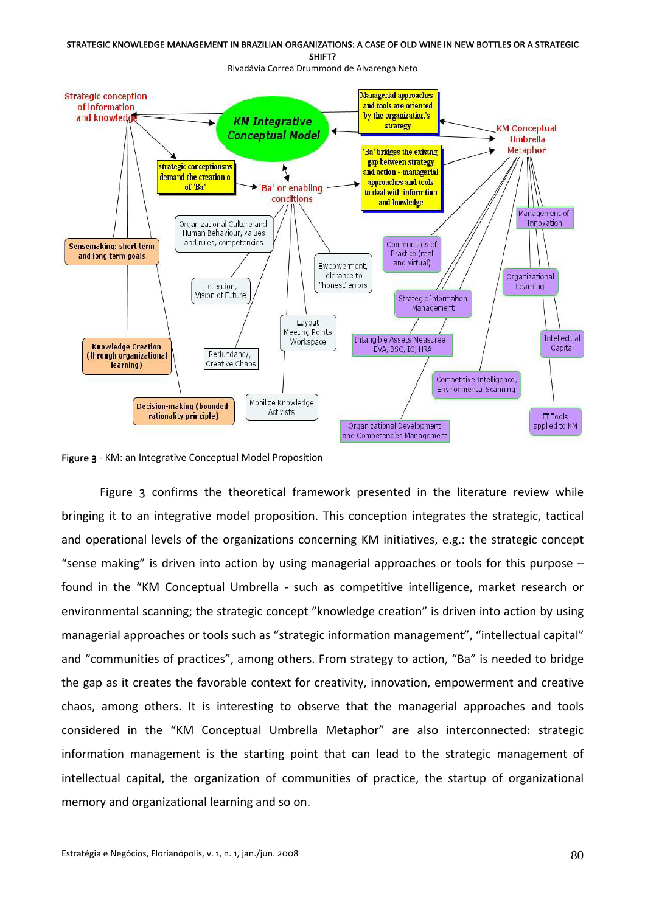Strategic conception of information and knowledge

KM Integrative Conceptual Model

Managerial approaches and tools are oriented by the organization's strategy

KM Conceptual Umbrella Metaphor

strategic conceptionsns demand the creation o of 'Ba'

'Ba' or enabling conditions

'Ba' bridges the existng gap between strategy and action - managerial approaches and tools to deal with informtion and lnowledge

Organizational Culture and Human Behaviour, values and rules, competencies

Sensemaking: short term and long term goals

Intention, Vision of Future

Empowerment, Tolerance to "honest' errors

Communities of Practice (real and virtual)

Management of Innovation

Organizational Learning

Strategic Information Management

Layout Meeting Points Workspace

Knowledge Creation (through organizational learning)

Redundancy, Creative Chaos

Intangible Assets Measuree: EVA, BSC, IC, HRA

Intellectual Capital

Competitive Intelligence, Environmental Scanning

Decision-making (bounded rationality principle)

Mobilize Knowledge Activists

Organizational Development and Competencies Management

IT Tools applied to KM

**Figure 3** - KM: an Integrative Conceptual Model Proposition

Figure 3 confirms the theoretical framework presented in the literature review while bringing it to an integrative model proposition. This conception integrates the strategic, tactical and operational levels of the organizations concerning KM initiatives, e.g.: the strategic concept "sense making" is driven into action by using managerial approaches or tools for this purpose – found in the "KM Conceptual Umbrella - such as competitive intelligence, market research or environmental scanning; the strategic concept "knowledge creation" is driven into action by using managerial approaches or tools such as "strategic information management", "intellectual capital" and "communities of practices", among others. From strategy to action, "Ba" is needed to bridge the gap as it creates the favorable context for creativity, innovation, empowerment and creative chaos, among others. It is interesting to observe that the managerial approaches and tools considered in the "KM Conceptual Umbrella Metaphor" are also interconnected: strategic information management is the starting point that can lead to the strategic management of intellectual capital, the organization of communities of practice, the startup of organizational memory and organizational learning and so on.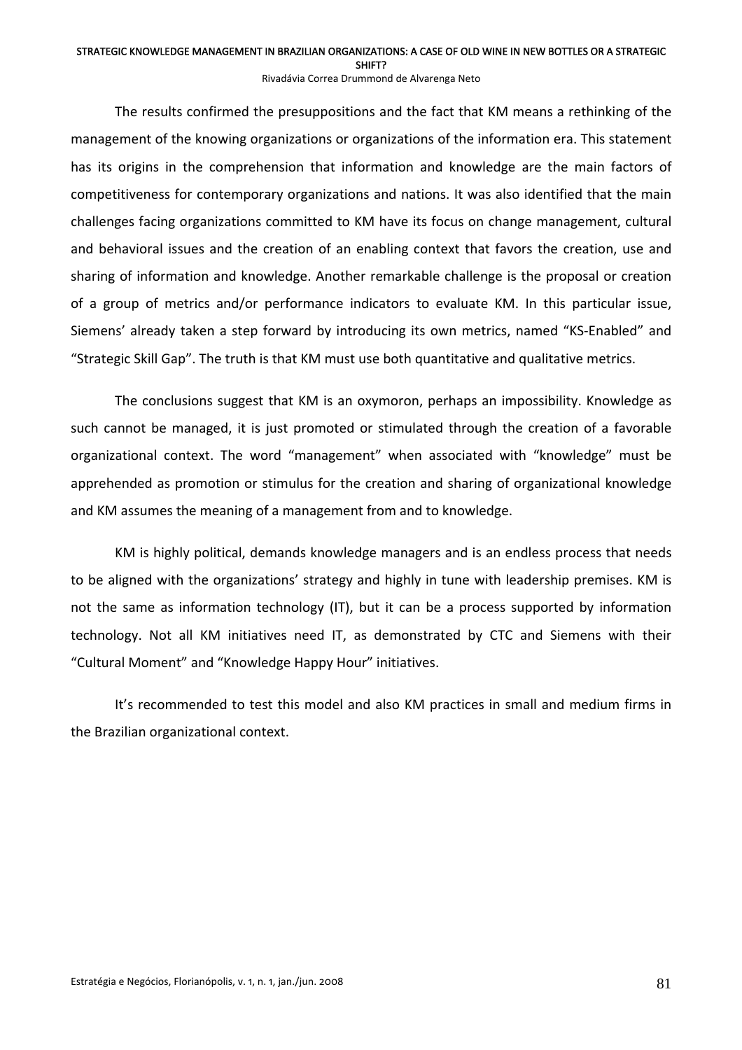The results confirmed the presuppositions and the fact that KM means a rethinking of the management of the knowing organizations or organizations of the information era. This statement has its origins in the comprehension that information and knowledge are the main factors of competitiveness for contemporary organizations and nations. It was also identified that the main challenges facing organizations committed to KM have its focus on change management, cultural and behavioral issues and the creation of an enabling context that favors the creation, use and sharing of information and knowledge. Another remarkable challenge is the proposal or creation of a group of metrics and/or performance indicators to evaluate KM. In this particular issue, Siemens' already taken a step forward by introducing its own metrics, named "KS-Enabled" and "Strategic Skill Gap". The truth is that KM must use both quantitative and qualitative metrics.

The conclusions suggest that KM is an oxymoron, perhaps an impossibility. Knowledge as such cannot be managed, it is just promoted or stimulated through the creation of a favorable organizational context. The word "management" when associated with "knowledge" must be apprehended as promotion or stimulus for the creation and sharing of organizational knowledge and KM assumes the meaning of a management from and to knowledge.

KM is highly political, demands knowledge managers and is an endless process that needs to be aligned with the organizations' strategy and highly in tune with leadership premises. KM is not the same as information technology (IT), but it can be a process supported by information technology. Not all KM initiatives need IT, as demonstrated by CTC and Siemens with their "Cultural Moment" and "Knowledge Happy Hour" initiatives.

It's recommended to test this model and also KM practices in small and medium firms in the Brazilian organizational context.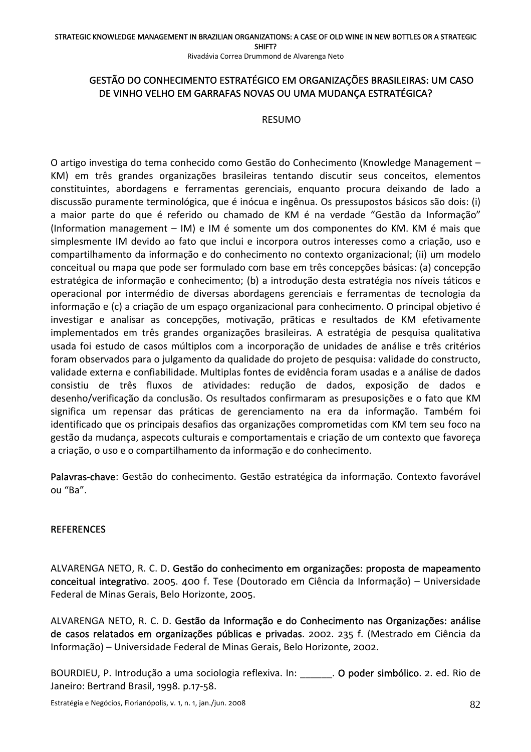## GESTÃO DO CONHECIMENTO ESTRATÉGICO EM ORGANIZAÇÕES BRASILEIRAS: UM CASO DE VINHO VELHO EM GARRAFAS NOVAS OU UMA MUDANÇA ESTRATÉGICA?

### RESUMO

O artigo investiga do tema conhecido como Gestão do Conhecimento (Knowledge Management – KM) em três grandes organizações brasileiras tentando discutir seus conceitos, elementos constituintes, abordagens e ferramentas gerenciais, enquanto procura deixando de lado a discussão puramente terminológica, que é inócua e ingênua. Os pressupostos básicos são dois: (i) a maior parte do que é referido ou chamado de KM é na verdade "Gestão da Informação" (Information management – IM) e IM é somente um dos componentes do KM. KM é mais que simplesmente IM devido ao fato que inclui e incorpora outros interesses como a criação, uso e compartilhamento da informação e do conhecimento no contexto organizacional; (ii) um modelo conceitual ou mapa que pode ser formulado com base em três concepções básicas: (a) concepção estratégica de informação e conhecimento; (b) a introdução desta estratégia nos níveis táticos e operacional por intermédio de diversas abordagens gerenciais e ferramentas de tecnologia da informação e (c) a criação de um espaço organizacional para conhecimento. O principal objetivo é investigar e analisar as concepções, motivação, prãticas e resultados de KM efetivamente implementados em três grandes organizações brasileiras. A estratégia de pesquisa qualitativa usada foi estudo de casos múltiplos com a incorporação de unidades de análise e três critérios foram observados para o julgamento da qualidade do projeto de pesquisa: validade do constructo, validade externa e confiabilidade. Multiplas fontes de evidência foram usadas e a análise de dados consistiu de três fluxos de atividades: redução de dados, exposição de dados e desenho/verificação da conclusão. Os resultados confirmaram as presuposições e o fato que KM significa um repensar das práticas de gerenciamento na era da informação. Também foi identificado que os principais desafios das organizações comprometidas com KM tem seu foco na gestão da mudança, aspecots culturais e comportamentais e criação de um contexto que favoreça a criação, o uso e o compartilhamento da informação e do conhecimento.

**Palavras-chave**: Gestão do conhecimento. Gestão estratégica da informação. Contexto favorável ou "Ba".

### REFERENCES

ALVARENGA NETO, R. C. D. **Gestão do conhecimento em organizações: proposta de mapeamento conceitual integrativo**. 2005. 400 f. Tese (Doutorado em Ciência da Informação) – Universidade Federal de Minas Gerais, Belo Horizonte, 2005.

ALVARENGA NETO, R. C. D. **Gestão da Informação e do Conhecimento nas Organizações: análise de casos relatados em organizações públicas e privadas**. 2002. 235 f. (Mestrado em Ciência da Informação) – Universidade Federal de Minas Gerais, Belo Horizonte, 2002.

BOURDIEU, P. Introdução a uma sociologia reflexiva. In: ______. **O poder simbólico**. 2. ed. Rio de Janeiro: Bertrand Brasil, 1998. p.17-58.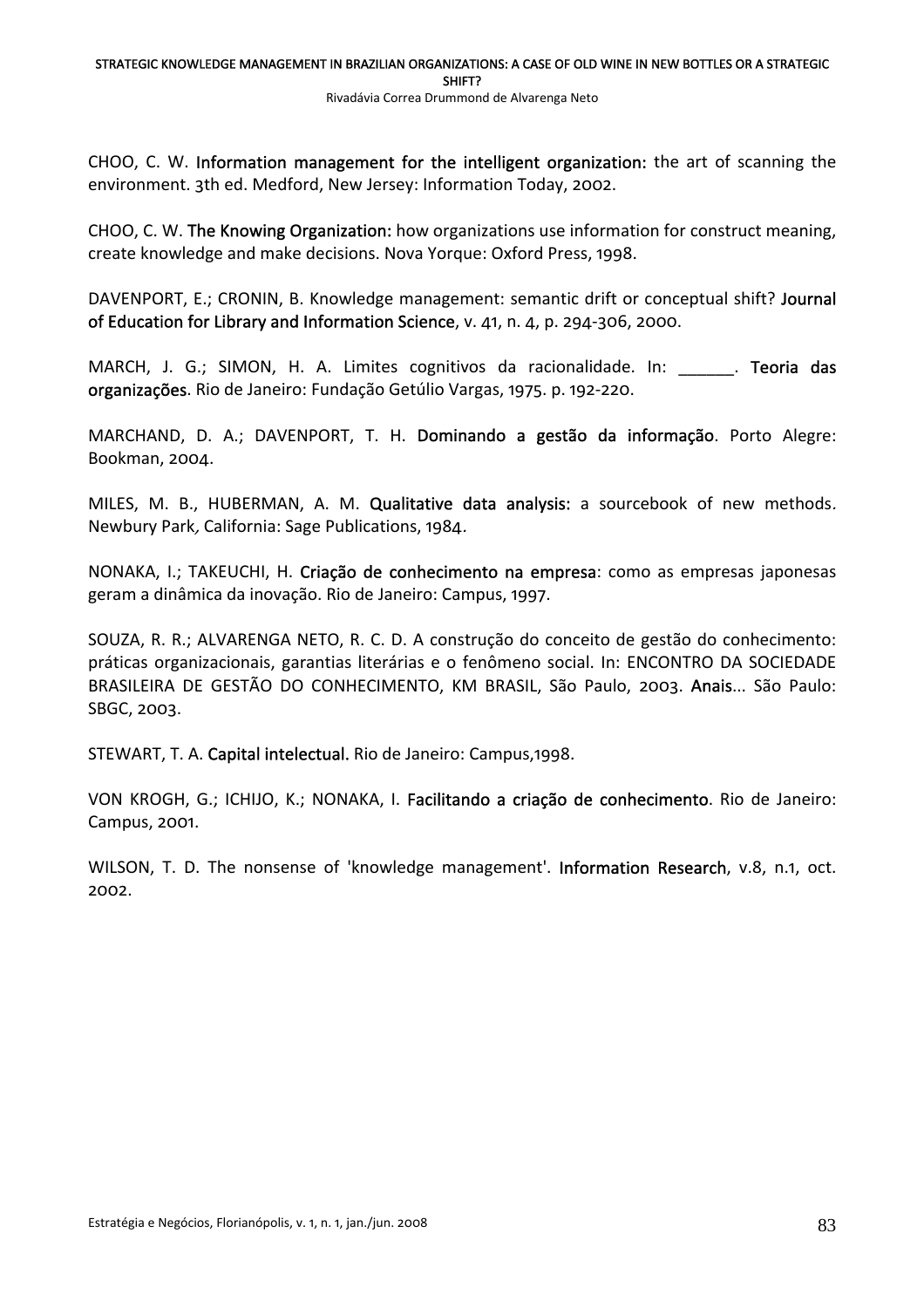CHOO, C. W. **Information management for the intelligent organization:** the art of scanning the environment. 3th ed. Medford, New Jersey: Information Today, 2002.

CHOO, C. W. **The Knowing Organization:** how organizations use information for construct meaning, create knowledge and make decisions. Nova Yorque: Oxford Press, 1998.

DAVENPORT, E.; CRONIN, B. Knowledge management: semantic drift or conceptual shift? **Journal of Education for Library and Information Science**, v. 41, n. 4, p. 294-306, 2000.

MARCH, J. G.; SIMON, H. A. Limites cognitivos da racionalidade. In: ______. **Teoria das organizações**. Rio de Janeiro: Fundação Getúlio Vargas, 1975. p. 192-220.

MARCHAND, D. A.; DAVENPORT, T. H. **Dominando a gestão da informação**. Porto Alegre: Bookman, 2004.

MILES, M. B., HUBERMAN, A. M. **Qualitative data analysis:** a sourcebook of new methods*.* Newbury Park*,* California: Sage Publications, 1984*.*

NONAKA, I.; TAKEUCHI, H. **Criação de conhecimento na empresa**: como as empresas japonesas geram a dinâmica da inovação. Rio de Janeiro: Campus, 1997.

SOUZA, R. R.; ALVARENGA NETO, R. C. D. A construção do conceito de gestão do conhecimento: práticas organizacionais, garantias literárias e o fenômeno social. In: ENCONTRO DA SOCIEDADE BRASILEIRA DE GESTÃO DO CONHECIMENTO, KM BRASIL, São Paulo, 2003. **Anais**... São Paulo: SBGC, 2003.

STEWART, T. A. **Capital intelectual.** Rio de Janeiro: Campus,1998.

VON KROGH, G.; ICHIJO, K.; NONAKA, I. **Facilitando a criação de conhecimento**. Rio de Janeiro: Campus, 2001.

WILSON, T. D. The nonsense of 'knowledge management'. **Information Research**, v.8, n.1, oct. 2002.